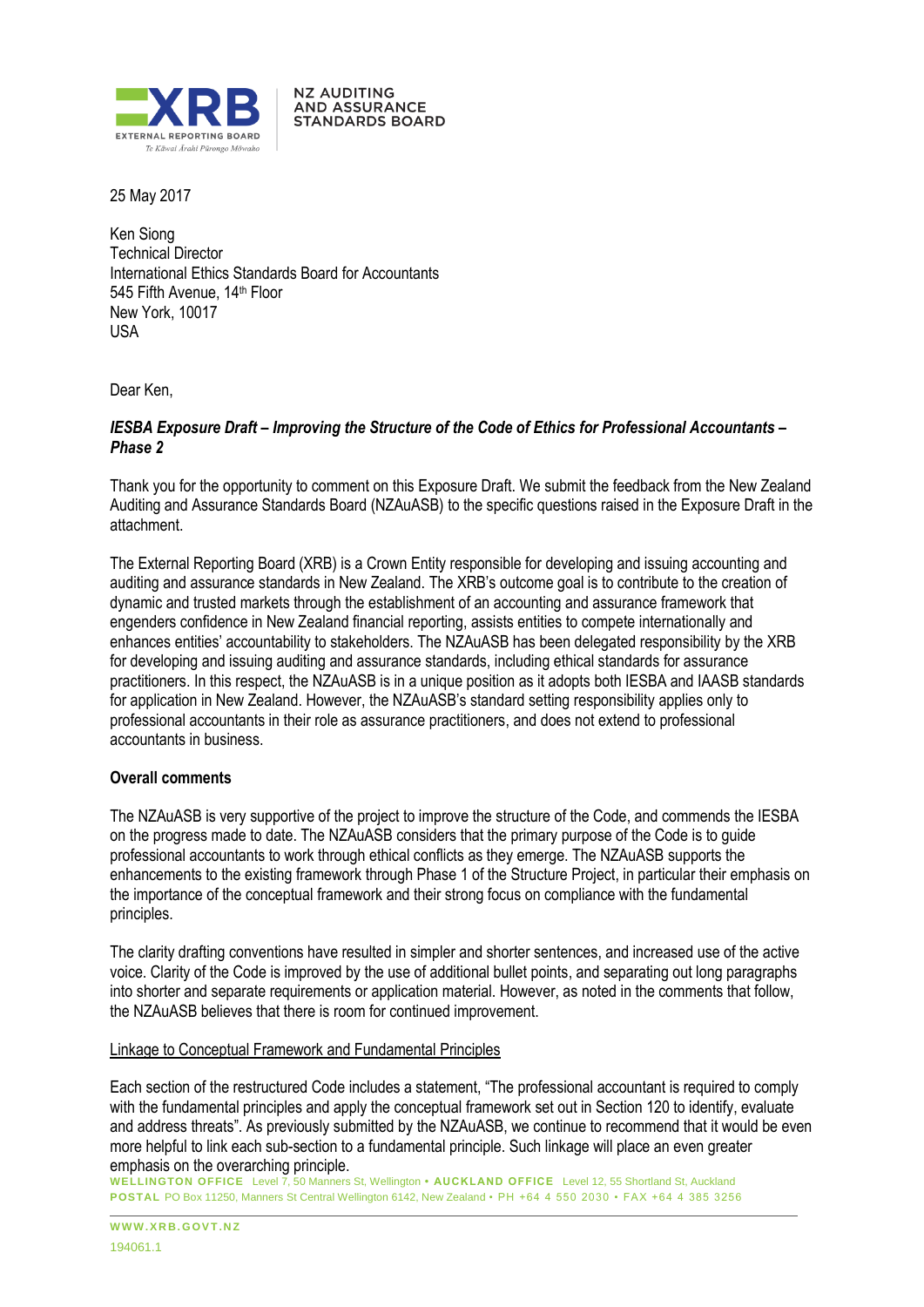NZ AUDITING AND ASSURANCE STANDARDS BOARD

25 May 2017

Ken Siong
Technical Director
International Ethics Standards Board for Accountants
545 Fifth Avenue, 14th Floor
New York, 10017
USA

Dear Ken,

***IESBA Exposure Draft – Improving the Structure of the Code of Ethics for Professional Accountants – Phase 2***

Thank you for the opportunity to comment on this Exposure Draft. We submit the feedback from the New Zealand Auditing and Assurance Standards Board (NZAuASB) to the specific questions raised in the Exposure Draft in the attachment.

The External Reporting Board (XRB) is a Crown Entity responsible for developing and issuing accounting and auditing and assurance standards in New Zealand. The XRB's outcome goal is to contribute to the creation of dynamic and trusted markets through the establishment of an accounting and assurance framework that engenders confidence in New Zealand financial reporting, assists entities to compete internationally and enhances entities' accountability to stakeholders. The NZAuASB has been delegated responsibility by the XRB for developing and issuing auditing and assurance standards, including ethical standards for assurance practitioners. In this respect, the NZAuASB is in a unique position as it adopts both IESBA and IAASB standards for application in New Zealand. However, the NZAuASB's standard setting responsibility applies only to professional accountants in their role as assurance practitioners, and does not extend to professional accountants in business.

**Overall comments**

The NZAuASB is very supportive of the project to improve the structure of the Code, and commends the IESBA on the progress made to date. The NZAuASB considers that the primary purpose of the Code is to guide professional accountants to work through ethical conflicts as they emerge. The NZAuASB supports the enhancements to the existing framework through Phase 1 of the Structure Project, in particular their emphasis on the importance of the conceptual framework and their strong focus on compliance with the fundamental principles.

The clarity drafting conventions have resulted in simpler and shorter sentences, and increased use of the active voice. Clarity of the Code is improved by the use of additional bullet points, and separating out long paragraphs into shorter and separate requirements or application material. However, as noted in the comments that follow, the NZAuASB believes that there is room for continued improvement.

<u>Linkage to Conceptual Framework and Fundamental Principles</u>

Each section of the restructured Code includes a statement, "The professional accountant is required to comply with the fundamental principles and apply the conceptual framework set out in Section 120 to identify, evaluate and address threats". As previously submitted by the NZAuASB, we continue to recommend that it would be even more helpful to link each sub-section to a fundamental principle. Such linkage will place an even greater emphasis on the overarching principle.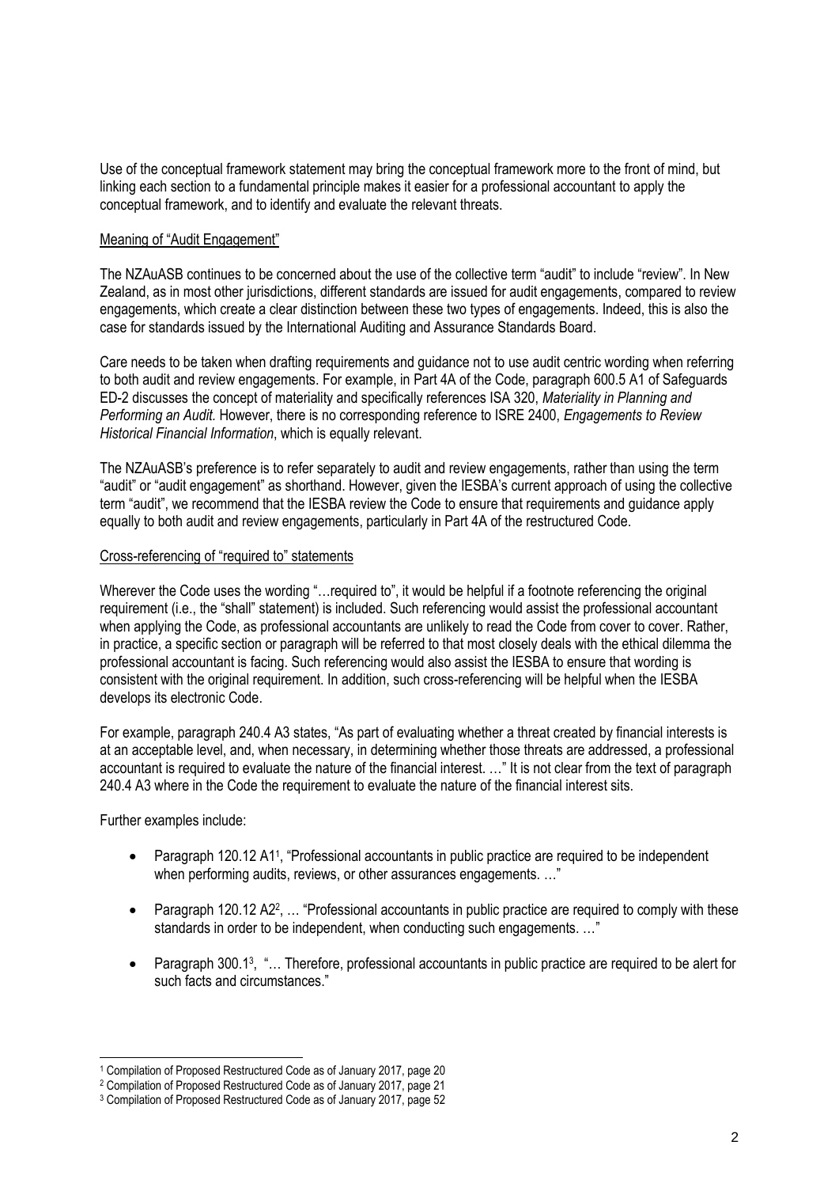Use of the conceptual framework statement may bring the conceptual framework more to the front of mind, but linking each section to a fundamental principle makes it easier for a professional accountant to apply the conceptual framework, and to identify and evaluate the relevant threats.

Meaning of "Audit Engagement"

The NZAuASB continues to be concerned about the use of the collective term "audit" to include "review". In New Zealand, as in most other jurisdictions, different standards are issued for audit engagements, compared to review engagements, which create a clear distinction between these two types of engagements. Indeed, this is also the case for standards issued by the International Auditing and Assurance Standards Board.

Care needs to be taken when drafting requirements and guidance not to use audit centric wording when referring to both audit and review engagements. For example, in Part 4A of the Code, paragraph 600.5 A1 of Safeguards ED-2 discusses the concept of materiality and specifically references ISA 320, *Materiality in Planning and Performing an Audit.* However, there is no corresponding reference to ISRE 2400, *Engagements to Review Historical Financial Information*, which is equally relevant.

The NZAuASB's preference is to refer separately to audit and review engagements, rather than using the term "audit" or "audit engagement" as shorthand. However, given the IESBA's current approach of using the collective term "audit", we recommend that the IESBA review the Code to ensure that requirements and guidance apply equally to both audit and review engagements, particularly in Part 4A of the restructured Code.

Cross-referencing of "required to" statements

Wherever the Code uses the wording "…required to", it would be helpful if a footnote referencing the original requirement (i.e., the "shall" statement) is included. Such referencing would assist the professional accountant when applying the Code, as professional accountants are unlikely to read the Code from cover to cover. Rather, in practice, a specific section or paragraph will be referred to that most closely deals with the ethical dilemma the professional accountant is facing. Such referencing would also assist the IESBA to ensure that wording is consistent with the original requirement. In addition, such cross-referencing will be helpful when the IESBA develops its electronic Code.

For example, paragraph 240.4 A3 states, "As part of evaluating whether a threat created by financial interests is at an acceptable level, and, when necessary, in determining whether those threats are addressed, a professional accountant is required to evaluate the nature of the financial interest. …" It is not clear from the text of paragraph 240.4 A3 where in the Code the requirement to evaluate the nature of the financial interest sits.

Further examples include:

- Paragraph 120.12 A1[1], "Professional accountants in public practice are required to be independent when performing audits, reviews, or other assurances engagements. …"
- Paragraph 120.12 A2[2], … "Professional accountants in public practice are required to comply with these standards in order to be independent, when conducting such engagements. …"
- Paragraph 300.1[3], "… Therefore, professional accountants in public practice are required to be alert for such facts and circumstances."

[1] Compilation of Proposed Restructured Code as of January 2017, page 20

[2] Compilation of Proposed Restructured Code as of January 2017, page 21

[3] Compilation of Proposed Restructured Code as of January 2017, page 52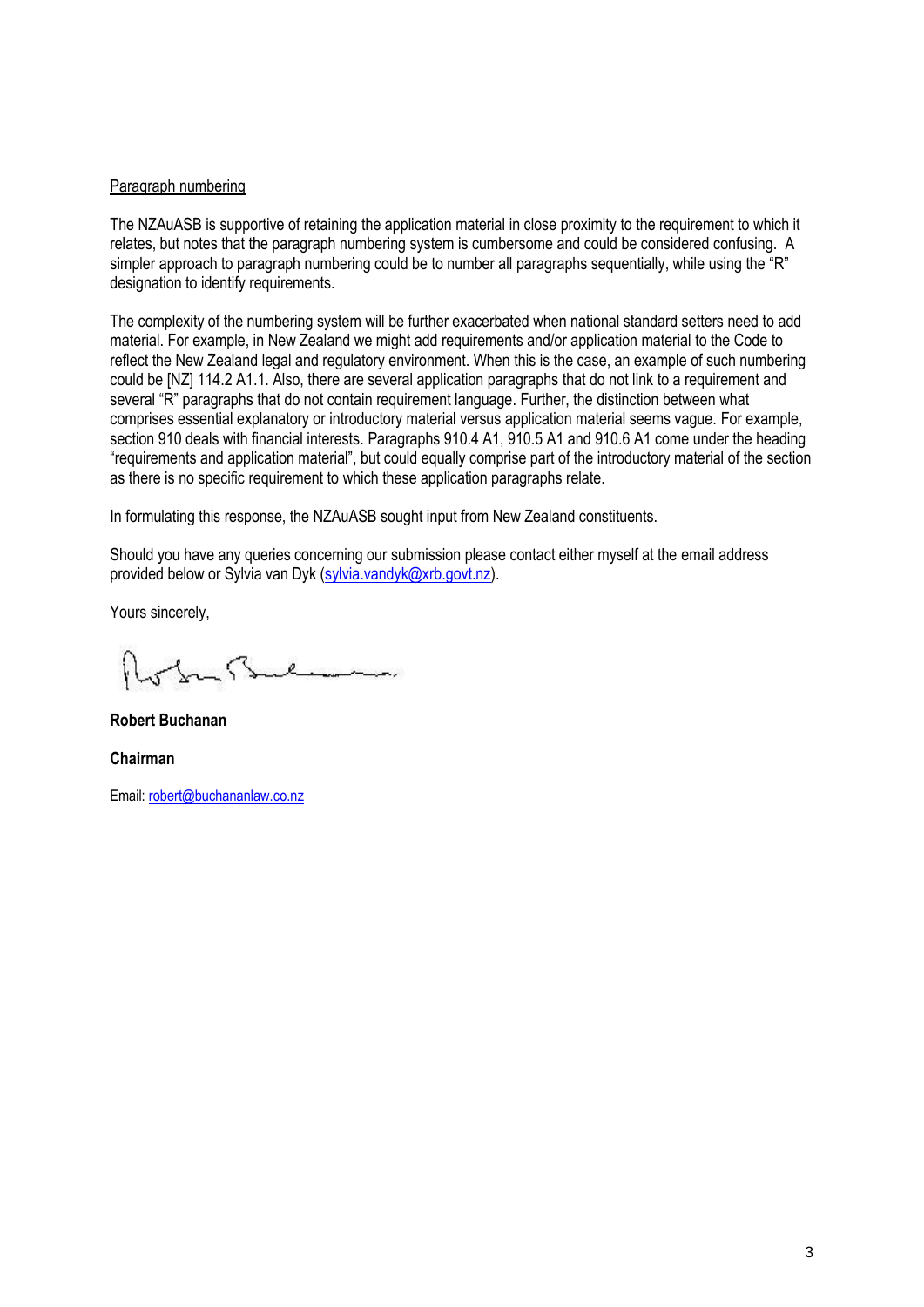Paragraph numbering

The NZAuASB is supportive of retaining the application material in close proximity to the requirement to which it relates, but notes that the paragraph numbering system is cumbersome and could be considered confusing. A simpler approach to paragraph numbering could be to number all paragraphs sequentially, while using the "R" designation to identify requirements.

The complexity of the numbering system will be further exacerbated when national standard setters need to add material. For example, in New Zealand we might add requirements and/or application material to the Code to reflect the New Zealand legal and regulatory environment. When this is the case, an example of such numbering could be [NZ] 114.2 A1.1. Also, there are several application paragraphs that do not link to a requirement and several "R" paragraphs that do not contain requirement language. Further, the distinction between what comprises essential explanatory or introductory material versus application material seems vague. For example, section 910 deals with financial interests. Paragraphs 910.4 A1, 910.5 A1 and 910.6 A1 come under the heading "requirements and application material", but could equally comprise part of the introductory material of the section as there is no specific requirement to which these application paragraphs relate.

In formulating this response, the NZAuASB sought input from New Zealand constituents.

Should you have any queries concerning our submission please contact either myself at the email address provided below or Sylvia van Dyk (sylvia.vandyk@xrb.govt.nz).

Yours sincerely,

**Robert Buchanan**

**Chairman**

Email: robert@buchananlaw.co.nz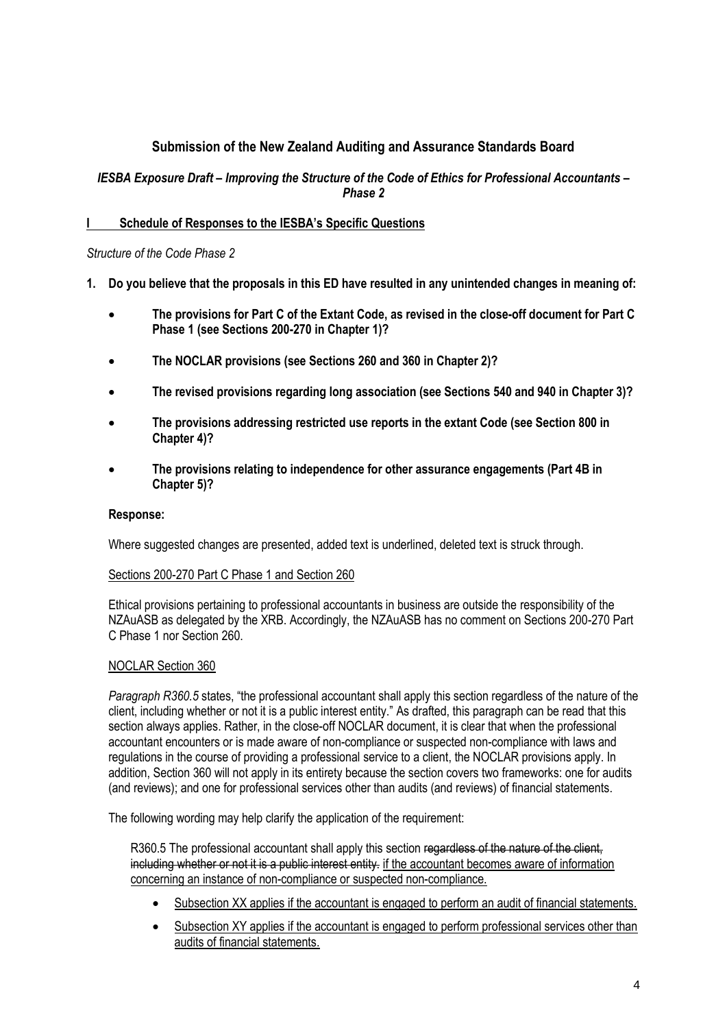## Submission of the New Zealand Auditing and Assurance Standards Board

### *IESBA Exposure Draft – Improving the Structure of the Code of Ethics for Professional Accountants – Phase 2*

### I Schedule of Responses to the IESBA's Specific Questions

*Structure of the Code Phase 2*

**1. Do you believe that the proposals in this ED have resulted in any unintended changes in meaning of:**

- **The provisions for Part C of the Extant Code, as revised in the close-off document for Part C Phase 1 (see Sections 200-270 in Chapter 1)?**
- **The NOCLAR provisions (see Sections 260 and 360 in Chapter 2)?**
- **The revised provisions regarding long association (see Sections 540 and 940 in Chapter 3)?**
- **The provisions addressing restricted use reports in the extant Code (see Section 800 in Chapter 4)?**
- **The provisions relating to independence for other assurance engagements (Part 4B in Chapter 5)?**

**Response:**

Where suggested changes are presented, added text is underlined, deleted text is struck through.

<u>Sections 200-270 Part C Phase 1 and Section 260</u>

Ethical provisions pertaining to professional accountants in business are outside the responsibility of the NZAuASB as delegated by the XRB. Accordingly, the NZAuASB has no comment on Sections 200-270 Part C Phase 1 nor Section 260.

<u>NOCLAR Section 360</u>

*Paragraph R360.5* states, "the professional accountant shall apply this section regardless of the nature of the client, including whether or not it is a public interest entity." As drafted, this paragraph can be read that this section always applies. Rather, in the close-off NOCLAR document, it is clear that when the professional accountant encounters or is made aware of non-compliance or suspected non-compliance with laws and regulations in the course of providing a professional service to a client, the NOCLAR provisions apply. In addition, Section 360 will not apply in its entirety because the section covers two frameworks: one for audits (and reviews); and one for professional services other than audits (and reviews) of financial statements.

The following wording may help clarify the application of the requirement:

> R360.5 The professional accountant shall apply this section ~~regardless of the nature of the client, including whether or not it is a public interest entity.~~ <u>if the accountant becomes aware of information concerning an instance of non-compliance or suspected non-compliance.</u>
>
> - <u>Subsection XX applies if the accountant is engaged to perform an audit of financial statements.</u>
> - <u>Subsection XY applies if the accountant is engaged to perform professional services other than audits of financial statements.</u>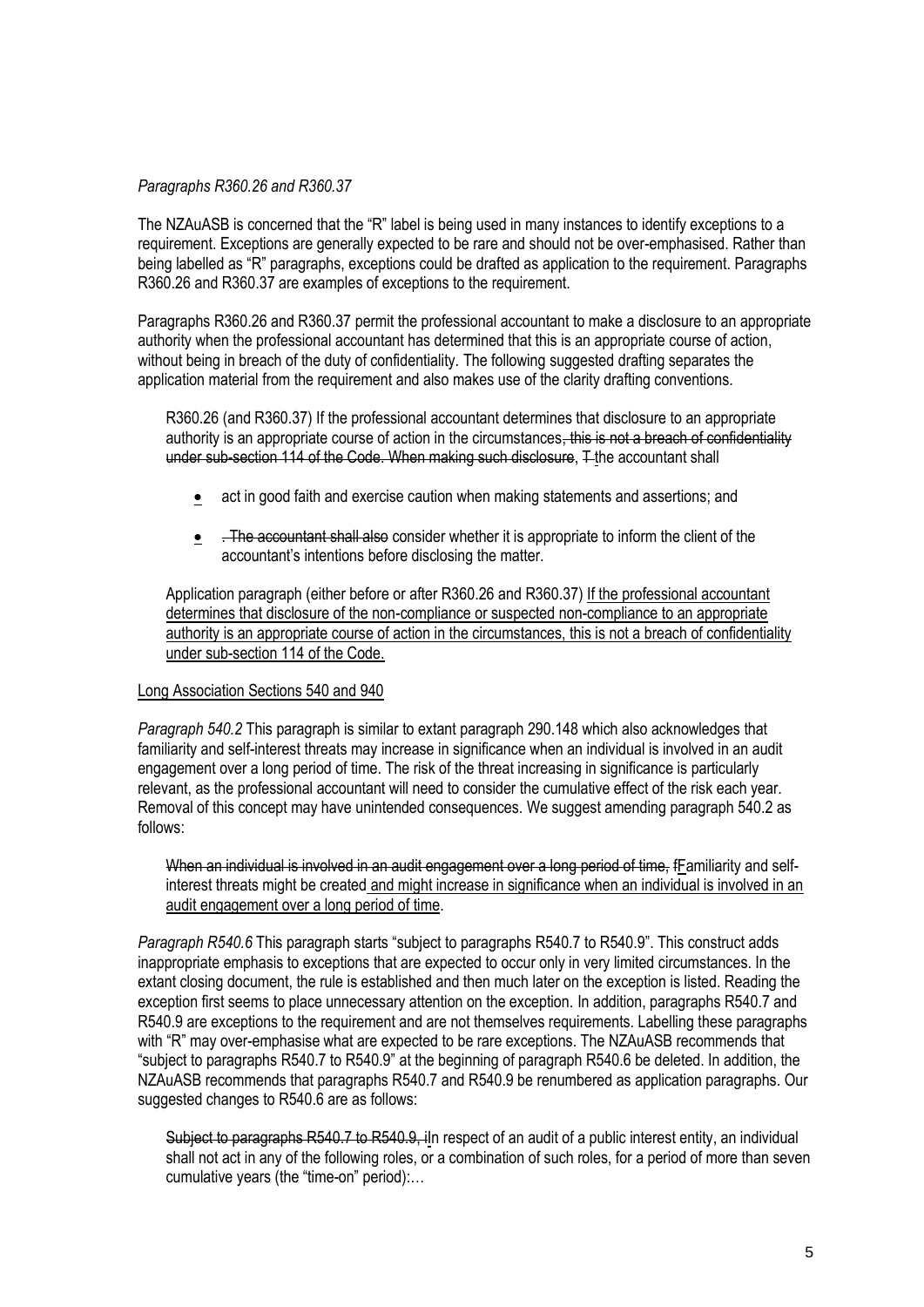*Paragraphs R360.26 and R360.37*

The NZAuASB is concerned that the "R" label is being used in many instances to identify exceptions to a requirement. Exceptions are generally expected to be rare and should not be over-emphasised. Rather than being labelled as "R" paragraphs, exceptions could be drafted as application to the requirement. Paragraphs R360.26 and R360.37 are examples of exceptions to the requirement.

Paragraphs R360.26 and R360.37 permit the professional accountant to make a disclosure to an appropriate authority when the professional accountant has determined that this is an appropriate course of action, without being in breach of the duty of confidentiality. The following suggested drafting separates the application material from the requirement and also makes use of the clarity drafting conventions.

> R360.26 (and R360.37) If the professional accountant determines that disclosure to an appropriate authority is an appropriate course of action in the circumstances~~, this is not a breach of confidentiality under sub-section 114 of the Code. When making such disclosure~~, ~~T~~<u>t</u>he accountant shall
>
> - act in good faith and exercise caution when making statements and assertions; and
> - ~~. The accountant shall also~~ consider whether it is appropriate to inform the client of the accountant's intentions before disclosing the matter.
>
> Application paragraph (either before or after R360.26 and R360.37) <u>If the professional accountant determines that disclosure of the non-compliance or suspected non-compliance to an appropriate authority is an appropriate course of action in the circumstances, this is not a breach of confidentiality under sub-section 114 of the Code.</u>

<u>Long Association Sections 540 and 940</u>

*Paragraph 540.2* This paragraph is similar to extant paragraph 290.148 which also acknowledges that familiarity and self-interest threats may increase in significance when an individual is involved in an audit engagement over a long period of time. The risk of the threat increasing in significance is particularly relevant, as the professional accountant will need to consider the cumulative effect of the risk each year. Removal of this concept may have unintended consequences. We suggest amending paragraph 540.2 as follows:

> ~~When an individual is involved in an audit engagement over a long period of time, f~~<u>F</u>amiliarity and self-interest threats might be created<u> and might increase in significance when an individual is involved in an audit engagement over a long period of time</u>.

*Paragraph R540.6* This paragraph starts "subject to paragraphs R540.7 to R540.9". This construct adds inappropriate emphasis to exceptions that are expected to occur only in very limited circumstances. In the extant closing document, the rule is established and then much later on the exception is listed. Reading the exception first seems to place unnecessary attention on the exception. In addition, paragraphs R540.7 and R540.9 are exceptions to the requirement and are not themselves requirements. Labelling these paragraphs with "R" may over-emphasise what are expected to be rare exceptions. The NZAuASB recommends that "subject to paragraphs R540.7 to R540.9" at the beginning of paragraph R540.6 be deleted. In addition, the NZAuASB recommends that paragraphs R540.7 and R540.9 be renumbered as application paragraphs. Our suggested changes to R540.6 are as follows:

> ~~Subject to paragraphs R540.7 to R540.9, i~~<u>I</u>n respect of an audit of a public interest entity, an individual shall not act in any of the following roles, or a combination of such roles, for a period of more than seven cumulative years (the "time-on" period):…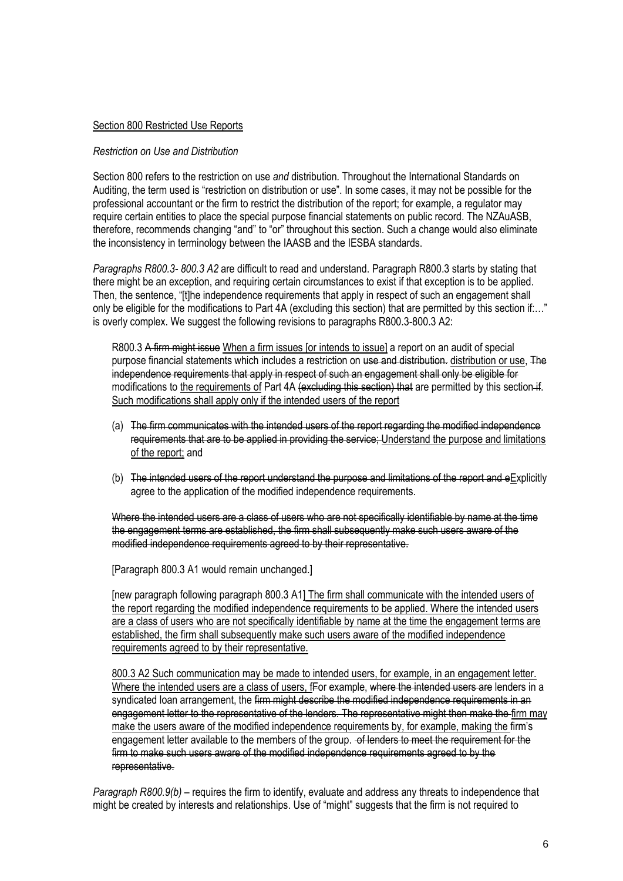<u>Section 800 Restricted Use Reports</u>

*Restriction on Use and Distribution*

Section 800 refers to the restriction on use *and* distribution. Throughout the International Standards on Auditing, the term used is "restriction on distribution or use". In some cases, it may not be possible for the professional accountant or the firm to restrict the distribution of the report; for example, a regulator may require certain entities to place the special purpose financial statements on public record. The NZAuASB, therefore, recommends changing "and" to "or" throughout this section. Such a change would also eliminate the inconsistency in terminology between the IAASB and the IESBA standards.

*Paragraphs R800.3- 800.3 A2* are difficult to read and understand. Paragraph R800.3 starts by stating that there might be an exception, and requiring certain circumstances to exist if that exception is to be applied. Then, the sentence, "[t]he independence requirements that apply in respect of such an engagement shall only be eligible for the modifications to Part 4A (excluding this section) that are permitted by this section if:…" is overly complex. We suggest the following revisions to paragraphs R800.3-800.3 A2:

> R800.3 ~~A firm might issue~~ <u>When a firm issues [or intends to issue]</u> a report on an audit of special purpose financial statements which includes a restriction on ~~use and distribution.~~ <u>distribution or use</u>, ~~The independence requirements that apply in respect of such an engagement shall only be eligible for~~ modifications to <u>the requirements of</u> Part 4A ~~(excluding this section) that~~ are permitted by this section ~~if~~. <u>Such modifications shall apply only if the intended users of the report</u>
>
> (a) ~~The firm communicates with the intended users of the report regarding the modified independence requirements that are to be applied in providing the service;~~ <u>Understand the purpose and limitations of the report;</u> and
>
> (b) ~~The intended users of the report understand the purpose and limitations of the report and e~~<u>E</u>xplicitly agree to the application of the modified independence requirements.
>
> ~~Where the intended users are a class of users who are not specifically identifiable by name at the time the engagement terms are established, the firm shall subsequently make such users aware of the modified independence requirements agreed to by their representative.~~
>
> [Paragraph 800.3 A1 would remain unchanged.]
>
> [new paragraph following paragraph 800.3 A1] <u>The firm shall communicate with the intended users of the report regarding the modified independence requirements to be applied. Where the intended users are a class of users who are not specifically identifiable by name at the time the engagement terms are established, the firm shall subsequently make such users aware of the modified independence requirements agreed to by their representative.</u>
>
> <u>800.3 A2 Such communication may be made to intended users, for example, in an engagement letter. Where the intended users are a class of users, f</u>~~F~~or example, ~~where the intended users are~~ lenders in a syndicated loan arrangement, the ~~firm might describe the modified independence requirements in an engagement letter to the representative of the lenders. The representative might then make the~~ <u>firm may make the users aware of the modified independence requirements by, for example, making the</u> firm's engagement letter available to the members of the group. ~~of lenders to meet the requirement for the firm to make such users aware of the modified independence requirements agreed to by the representative.~~

*Paragraph R800.9(b)* – requires the firm to identify, evaluate and address any threats to independence that might be created by interests and relationships. Use of "might" suggests that the firm is not required to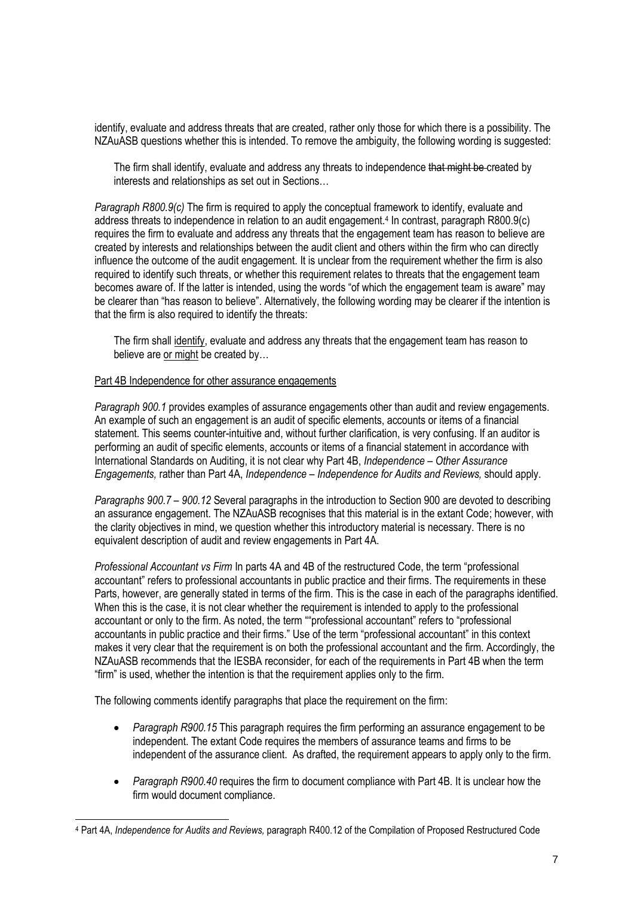identify, evaluate and address threats that are created, rather only those for which there is a possibility. The NZAuASB questions whether this is intended. To remove the ambiguity, the following wording is suggested:

> The firm shall identify, evaluate and address any threats to independence ~~that might be~~ created by interests and relationships as set out in Sections…

*Paragraph R800.9(c)* The firm is required to apply the conceptual framework to identify, evaluate and address threats to independence in relation to an audit engagement.[4] In contrast, paragraph R800.9(c) requires the firm to evaluate and address any threats that the engagement team has reason to believe are created by interests and relationships between the audit client and others within the firm who can directly influence the outcome of the audit engagement. It is unclear from the requirement whether the firm is also required to identify such threats, or whether this requirement relates to threats that the engagement team becomes aware of. If the latter is intended, using the words "of which the engagement team is aware" may be clearer than "has reason to believe". Alternatively, the following wording may be clearer if the intention is that the firm is also required to identify the threats:

> The firm shall <u>identify</u>, evaluate and address any threats that the engagement team has reason to believe are <u>or might</u> be created by…

<u>Part 4B Independence for other assurance engagements</u>

*Paragraph 900.1* provides examples of assurance engagements other than audit and review engagements. An example of such an engagement is an audit of specific elements, accounts or items of a financial statement. This seems counter-intuitive and, without further clarification, is very confusing. If an auditor is performing an audit of specific elements, accounts or items of a financial statement in accordance with International Standards on Auditing, it is not clear why Part 4B, *Independence – Other Assurance Engagements,* rather than Part 4A, *Independence – Independence for Audits and Reviews,* should apply.

*Paragraphs 900.7 – 900.12* Several paragraphs in the introduction to Section 900 are devoted to describing an assurance engagement. The NZAuASB recognises that this material is in the extant Code; however, with the clarity objectives in mind, we question whether this introductory material is necessary. There is no equivalent description of audit and review engagements in Part 4A.

*Professional Accountant vs Firm* In parts 4A and 4B of the restructured Code, the term "professional accountant" refers to professional accountants in public practice and their firms. The requirements in these Parts, however, are generally stated in terms of the firm. This is the case in each of the paragraphs identified. When this is the case, it is not clear whether the requirement is intended to apply to the professional accountant or only to the firm. As noted, the term ""professional accountant" refers to "professional accountants in public practice and their firms." Use of the term "professional accountant" in this context makes it very clear that the requirement is on both the professional accountant and the firm. Accordingly, the NZAuASB recommends that the IESBA reconsider, for each of the requirements in Part 4B when the term "firm" is used, whether the intention is that the requirement applies only to the firm.

The following comments identify paragraphs that place the requirement on the firm:

- *Paragraph R900.15* This paragraph requires the firm performing an assurance engagement to be independent. The extant Code requires the members of assurance teams and firms to be independent of the assurance client. As drafted, the requirement appears to apply only to the firm.
- *Paragraph R900.40* requires the firm to document compliance with Part 4B. It is unclear how the firm would document compliance.

[4] Part 4A, *Independence for Audits and Reviews,* paragraph R400.12 of the Compilation of Proposed Restructured Code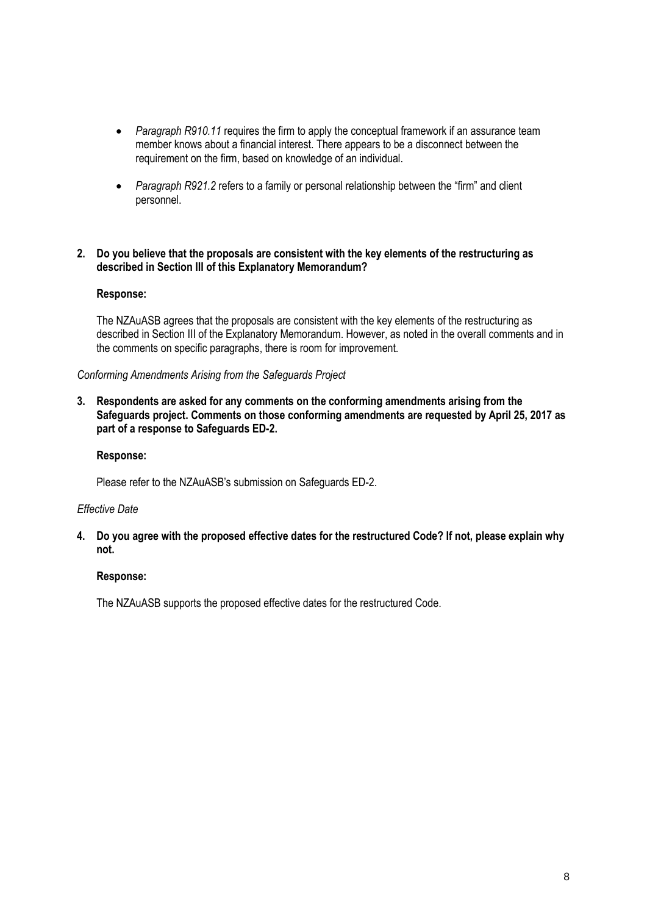- *Paragraph R910.11* requires the firm to apply the conceptual framework if an assurance team member knows about a financial interest. There appears to be a disconnect between the requirement on the firm, based on knowledge of an individual.
- *Paragraph R921.2* refers to a family or personal relationship between the "firm" and client personnel.

**2. Do you believe that the proposals are consistent with the key elements of the restructuring as described in Section III of this Explanatory Memorandum?**

**Response:**

The NZAuASB agrees that the proposals are consistent with the key elements of the restructuring as described in Section III of the Explanatory Memorandum. However, as noted in the overall comments and in the comments on specific paragraphs, there is room for improvement.

*Conforming Amendments Arising from the Safeguards Project*

**3. Respondents are asked for any comments on the conforming amendments arising from the Safeguards project. Comments on those conforming amendments are requested by April 25, 2017 as part of a response to Safeguards ED-2.**

**Response:**

Please refer to the NZAuASB's submission on Safeguards ED-2.

*Effective Date*

**4. Do you agree with the proposed effective dates for the restructured Code? If not, please explain why not.**

**Response:**

The NZAuASB supports the proposed effective dates for the restructured Code.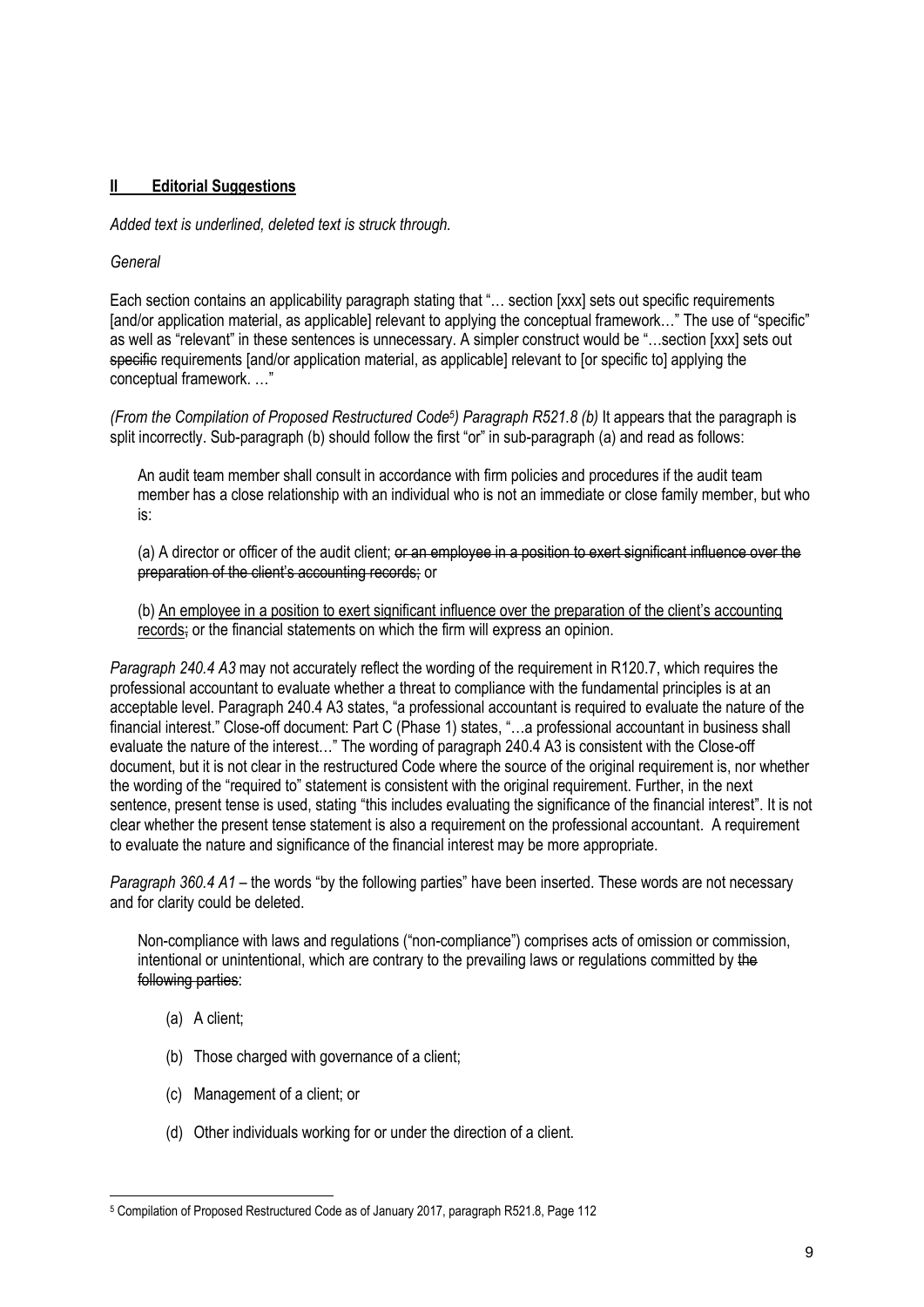## II Editorial Suggestions

*Added text is underlined, deleted text is struck through.*

*General*

Each section contains an applicability paragraph stating that "… section [xxx] sets out specific requirements [and/or application material, as applicable] relevant to applying the conceptual framework…" The use of "specific" as well as "relevant" in these sentences is unnecessary. A simpler construct would be "…section [xxx] sets out ~~specific~~ requirements [and/or application material, as applicable] relevant to [or specific to] applying the conceptual framework. …"

*(From the Compilation of Proposed Restructured Code[5]) Paragraph R521.8 (b)* It appears that the paragraph is split incorrectly. Sub-paragraph (b) should follow the first "or" in sub-paragraph (a) and read as follows:

> An audit team member shall consult in accordance with firm policies and procedures if the audit team member has a close relationship with an individual who is not an immediate or close family member, but who is:
>
> (a) A director or officer of the audit client; ~~or an employee in a position to exert significant influence over the preparation of the client's accounting records;~~ or
>
> (b) <u>An employee in a position to exert significant influence over the preparation of the client's accounting records</u>~~;~~ or the financial statements on which the firm will express an opinion.

*Paragraph 240.4 A3* may not accurately reflect the wording of the requirement in R120.7, which requires the professional accountant to evaluate whether a threat to compliance with the fundamental principles is at an acceptable level. Paragraph 240.4 A3 states, "a professional accountant is required to evaluate the nature of the financial interest." Close-off document: Part C (Phase 1) states, "…a professional accountant in business shall evaluate the nature of the interest…" The wording of paragraph 240.4 A3 is consistent with the Close-off document, but it is not clear in the restructured Code where the source of the original requirement is, nor whether the wording of the "required to" statement is consistent with the original requirement. Further, in the next sentence, present tense is used, stating "this includes evaluating the significance of the financial interest". It is not clear whether the present tense statement is also a requirement on the professional accountant. A requirement to evaluate the nature and significance of the financial interest may be more appropriate.

*Paragraph 360.4 A1* – the words "by the following parties" have been inserted. These words are not necessary and for clarity could be deleted.

> Non-compliance with laws and regulations ("non-compliance") comprises acts of omission or commission, intentional or unintentional, which are contrary to the prevailing laws or regulations committed by ~~the following parties~~:
>
> (a) A client;
>
> (b) Those charged with governance of a client;
>
> (c) Management of a client; or
>
> (d) Other individuals working for or under the direction of a client.

---

[5] Compilation of Proposed Restructured Code as of January 2017, paragraph R521.8, Page 112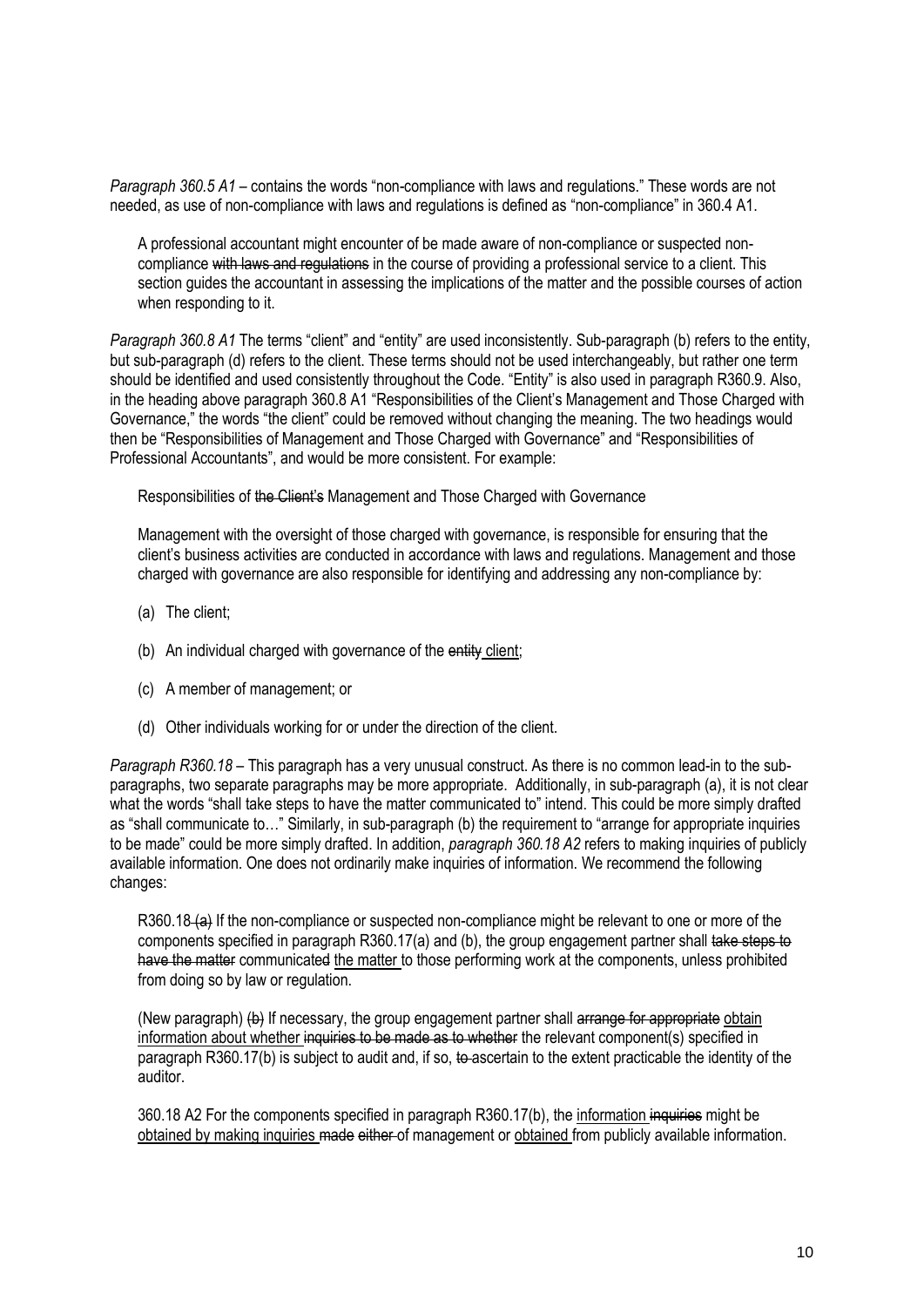*Paragraph 360.5 A1* – contains the words "non-compliance with laws and regulations." These words are not needed, as use of non-compliance with laws and regulations is defined as "non-compliance" in 360.4 A1.

> A professional accountant might encounter of be made aware of non-compliance or suspected non-compliance ~~with laws and regulations~~ in the course of providing a professional service to a client. This section guides the accountant in assessing the implications of the matter and the possible courses of action when responding to it.

*Paragraph 360.8 A1* The terms "client" and "entity" are used inconsistently. Sub-paragraph (b) refers to the entity, but sub-paragraph (d) refers to the client. These terms should not be used interchangeably, but rather one term should be identified and used consistently throughout the Code. "Entity" is also used in paragraph R360.9. Also, in the heading above paragraph 360.8 A1 "Responsibilities of the Client's Management and Those Charged with Governance," the words "the client" could be removed without changing the meaning. The two headings would then be "Responsibilities of Management and Those Charged with Governance" and "Responsibilities of Professional Accountants", and would be more consistent. For example:

> Responsibilities of ~~the Client's~~ Management and Those Charged with Governance
>
> Management with the oversight of those charged with governance, is responsible for ensuring that the client's business activities are conducted in accordance with laws and regulations. Management and those charged with governance are also responsible for identifying and addressing any non-compliance by:
>
> (a) The client;
>
> (b) An individual charged with governance of the ~~entity~~ <u>client</u>;
>
> (c) A member of management; or
>
> (d) Other individuals working for or under the direction of the client.

*Paragraph R360.18* – This paragraph has a very unusual construct. As there is no common lead-in to the sub-paragraphs, two separate paragraphs may be more appropriate. Additionally, in sub-paragraph (a), it is not clear what the words "shall take steps to have the matter communicated to" intend. This could be more simply drafted as "shall communicate to…" Similarly, in sub-paragraph (b) the requirement to "arrange for appropriate inquiries to be made" could be more simply drafted. In addition, *paragraph 360.18 A2* refers to making inquiries of publicly available information. One does not ordinarily make inquiries of information. We recommend the following changes:

> R360.18 ~~(a)~~ If the non-compliance or suspected non-compliance might be relevant to one or more of the components specified in paragraph R360.17(a) and (b), the group engagement partner shall ~~take steps to have the matter~~ communicate~~d~~ <u>the matter</u> to those performing work at the components, unless prohibited from doing so by law or regulation.
>
> (New paragraph) ~~(b)~~ If necessary, the group engagement partner shall ~~arrange for appropriate~~ <u>obtain information about whether</u> ~~inquiries to be made as to whether~~ the relevant component(s) specified in paragraph R360.17(b) is subject to audit and, if so, ~~to~~ ascertain to the extent practicable the identity of the auditor.
>
> 360.18 A2 For the components specified in paragraph R360.17(b), the <u>information</u> ~~inquiries~~ might be <u>obtained by making inquiries</u> ~~made either~~ of management or <u>obtained</u> from publicly available information.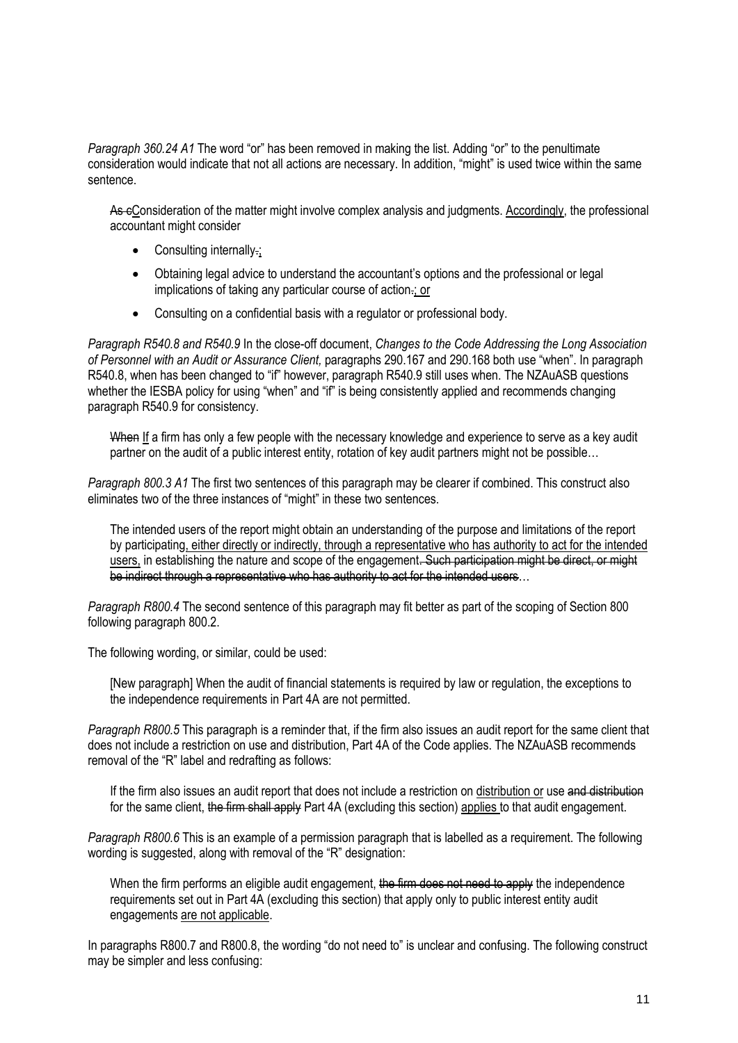*Paragraph 360.24 A1* The word "or" has been removed in making the list. Adding "or" to the penultimate consideration would indicate that not all actions are necessary. In addition, "might" is used twice within the same sentence.

> ~~As c~~<u>C</u>onsideration of the matter might involve complex analysis and judgments. <u>Accordingly</u>, the professional accountant might consider
>
> - Consulting internally~~.~~<u>;</u>
> - Obtaining legal advice to understand the accountant's options and the professional or legal implications of taking any particular course of action~~.~~<u>; or</u>
> - Consulting on a confidential basis with a regulator or professional body.

*Paragraph R540.8 and R540.9* In the close-off document, *Changes to the Code Addressing the Long Association of Personnel with an Audit or Assurance Client,* paragraphs 290.167 and 290.168 both use "when". In paragraph R540.8, when has been changed to "if" however, paragraph R540.9 still uses when. The NZAuASB questions whether the IESBA policy for using "when" and "if" is being consistently applied and recommends changing paragraph R540.9 for consistency.

> ~~When~~ <u>If</u> a firm has only a few people with the necessary knowledge and experience to serve as a key audit partner on the audit of a public interest entity, rotation of key audit partners might not be possible…

*Paragraph 800.3 A1* The first two sentences of this paragraph may be clearer if combined. This construct also eliminates two of the three instances of "might" in these two sentences.

> The intended users of the report might obtain an understanding of the purpose and limitations of the report by participating<u>, either directly or indirectly, through a representative who has authority to act for the intended users,</u> in establishing the nature and scope of the engagement~~. Such participation might be direct, or might be indirect through a representative who has authority to act for the intended users~~…

*Paragraph R800.4* The second sentence of this paragraph may fit better as part of the scoping of Section 800 following paragraph 800.2.

The following wording, or similar, could be used:

> [New paragraph] When the audit of financial statements is required by law or regulation, the exceptions to the independence requirements in Part 4A are not permitted.

*Paragraph R800.5* This paragraph is a reminder that, if the firm also issues an audit report for the same client that does not include a restriction on use and distribution, Part 4A of the Code applies. The NZAuASB recommends removal of the "R" label and redrafting as follows:

> If the firm also issues an audit report that does not include a restriction on <u>distribution or</u> use ~~and distribution~~ for the same client, ~~the firm shall apply~~ Part 4A (excluding this section) <u>applies</u> to that audit engagement.

*Paragraph R800.6* This is an example of a permission paragraph that is labelled as a requirement. The following wording is suggested, along with removal of the "R" designation:

> When the firm performs an eligible audit engagement, ~~the firm does not need to apply~~ the independence requirements set out in Part 4A (excluding this section) that apply only to public interest entity audit engagements <u>are not applicable</u>.

In paragraphs R800.7 and R800.8, the wording "do not need to" is unclear and confusing. The following construct may be simpler and less confusing: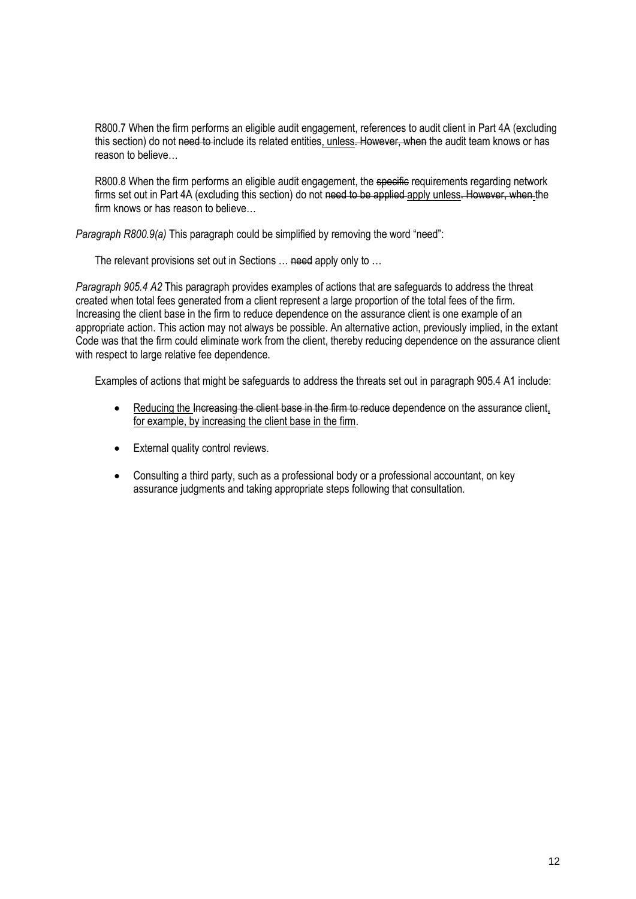R800.7 When the firm performs an eligible audit engagement, references to audit client in Part 4A (excluding this section) do not ~~need to~~ include its related entities<u>, unless</u>~~. However, when~~ the audit team knows or has reason to believe…

R800.8 When the firm performs an eligible audit engagement, the ~~specific~~ requirements regarding network firms set out in Part 4A (excluding this section) do not ~~need to be applied~~ <u>apply unless</u>~~. However, when~~ the firm knows or has reason to believe…

*Paragraph R800.9(a)* This paragraph could be simplified by removing the word "need":

The relevant provisions set out in Sections … ~~need~~ apply only to …

*Paragraph 905.4 A2* This paragraph provides examples of actions that are safeguards to address the threat created when total fees generated from a client represent a large proportion of the total fees of the firm. Increasing the client base in the firm to reduce dependence on the assurance client is one example of an appropriate action. This action may not always be possible. An alternative action, previously implied, in the extant Code was that the firm could eliminate work from the client, thereby reducing dependence on the assurance client with respect to large relative fee dependence.

Examples of actions that might be safeguards to address the threats set out in paragraph 905.4 A1 include:

- <u>Reducing the</u> ~~Increasing the client base in the firm to reduce~~ dependence on the assurance client<u>, for example, by increasing the client base in the firm</u>.
- External quality control reviews.
- Consulting a third party, such as a professional body or a professional accountant, on key assurance judgments and taking appropriate steps following that consultation.